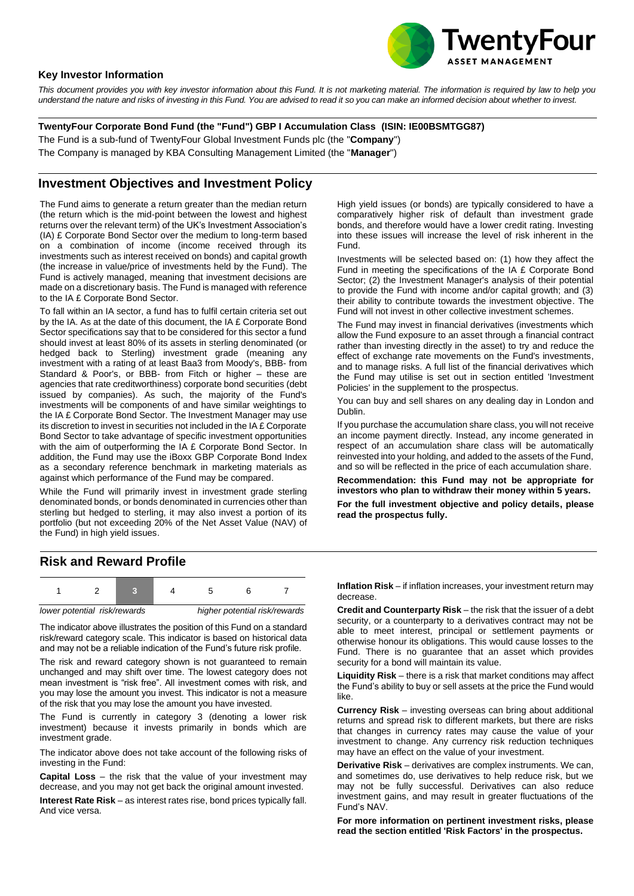### Key Investor Information

*This document provides you with key investor information about this Fund. It is not marketing material. The information is required by law to help you understand the nature and risks of investing in this Fund. You are advised to read it so you can make an informed decision about whether to invest.*

**TwentyFour Corporate Bond Fund (the "Fund") GBP I Accumulation Class (ISIN: IE00BSMTGG87)**

The Fund is a sub-fund of TwentyFour Global Investment Funds plc (the "**Company**")

The Company is managed by KBA Consulting Management Limited (the "**Manager**")

## Investment Objectives and Investment Policy

The Fund aims to generate a return greater than the median return (the return which is the mid-point between the lowest and highest returns over the relevant term) of the UK's Investment Association's (IA) £ Corporate Bond Sector over the medium to long-term based on a combination of income (income received through its investments such as interest received on bonds) and capital growth (the increase in value/price of investments held by the Fund). The Fund is actively managed, meaning that investment decisions are made on a discretionary basis. The Fund is managed with reference to the IA £ Corporate Bond Sector.

To fall within an IA sector, a fund has to fulfil certain criteria set out by the IA. As at the date of this document, the IA £ Corporate Bond Sector specifications say that to be considered for this sector a fund should invest at least 80% of its assets in sterling denominated (or hedged back to Sterling) investment grade (meaning any investment with a rating of at least Baa3 from Moody's, BBB- from Standard & Poor's, or BBB- from Fitch or higher – these are agencies that rate creditworthiness) corporate bond securities (debt issued by companies). As such, the majority of the Fund's investments will be components of and have similar weightings to the IA £ Corporate Bond Sector. The Investment Manager may use its discretion to invest in securities not included in the IA £ Corporate Bond Sector to take advantage of specific investment opportunities with the aim of outperforming the IA £ Corporate Bond Sector. In addition, the Fund may use the iBoxx GBP Corporate Bond Index as a secondary reference benchmark in marketing materials as against which performance of the Fund may be compared.

While the Fund will primarily invest in investment grade sterling denominated bonds, or bonds denominated in currencies other than sterling but hedged to sterling, it may also invest a portion of its portfolio (but not exceeding 20% of the Net Asset Value (NAV) of the Fund) in high yield issues.

High yield issues (or bonds) are typically considered to have a comparatively higher risk of default than investment grade bonds, and therefore would have a lower credit rating. Investing into these issues will increase the level of risk inherent in the Fund.

Investments will be selected based on: (1) how they affect the Fund in meeting the specifications of the IA £ Corporate Bond Sector; (2) the Investment Manager's analysis of their potential to provide the Fund with income and/or capital growth; and (3) their ability to contribute towards the investment objective. The Fund will not invest in other collective investment schemes.

The Fund may invest in financial derivatives (investments which allow the Fund exposure to an asset through a financial contract rather than investing directly in the asset) to try and reduce the effect of exchange rate movements on the Fund's investments, and to manage risks. A full list of the financial derivatives which the Fund may utilise is set out in section entitled 'Investment Policies' in the supplement to the prospectus.

You can buy and sell shares on any dealing day in London and Dublin.

If you purchase the accumulation share class, you will not receive an income payment directly. Instead, any income generated in respect of an accumulation share class will be automatically reinvested into your holding, and added to the assets of the Fund, and so will be reflected in the price of each accumulation share.

**Recommendation: this Fund may not be appropriate for investors who plan to withdraw their money within 5 years.**

**For the full investment objective and policy details, please read the prospectus fully.**

## Risk and Reward Profile

| 1 | 2 | **3** | 4 | 5 | 6 | 7 |
|---|---|---|---|---|---|---|

*lower potential risk/rewards* — *higher potential risk/rewards*

The indicator above illustrates the position of this Fund on a standard risk/reward category scale. This indicator is based on historical data and may not be a reliable indication of the Fund's future risk profile.

The risk and reward category shown is not guaranteed to remain unchanged and may shift over time. The lowest category does not mean investment is "risk free". All investment comes with risk, and you may lose the amount you invest. This indicator is not a measure of the risk that you may lose the amount you have invested.

The Fund is currently in category 3 (denoting a lower risk investment) because it invests primarily in bonds which are investment grade.

The indicator above does not take account of the following risks of investing in the Fund:

**Capital Loss** – the risk that the value of your investment may decrease, and you may not get back the original amount invested.

**Interest Rate Risk** – as interest rates rise, bond prices typically fall. And vice versa.

**Inflation Risk** – if inflation increases, your investment return may decrease.

**Credit and Counterparty Risk** – the risk that the issuer of a debt security, or a counterparty to a derivatives contract may not be able to meet interest, principal or settlement payments or otherwise honour its obligations. This would cause losses to the Fund. There is no guarantee that an asset which provides security for a bond will maintain its value.

**Liquidity Risk** – there is a risk that market conditions may affect the Fund's ability to buy or sell assets at the price the Fund would like.

**Currency Risk** – investing overseas can bring about additional returns and spread risk to different markets, but there are risks that changes in currency rates may cause the value of your investment to change. Any currency risk reduction techniques may have an effect on the value of your investment.

**Derivative Risk** – derivatives are complex instruments. We can, and sometimes do, use derivatives to help reduce risk, but we may not be fully successful. Derivatives can also reduce investment gains, and may result in greater fluctuations of the Fund's NAV.

**For more information on pertinent investment risks, please read the section entitled 'Risk Factors' in the prospectus.**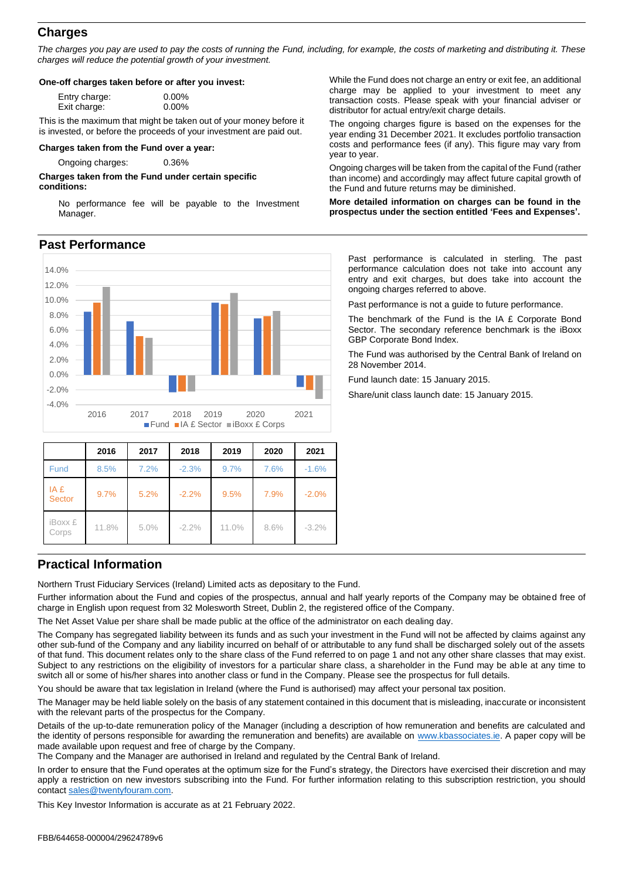## Charges

*The charges you pay are used to pay the costs of running the Fund, including, for example, the costs of marketing and distributing it. These charges will reduce the potential growth of your investment.*

**One-off charges taken before or after you invest:**

| | |
|---|---|
| Entry charge: | 0.00% |
| Exit charge: | 0.00% |

This is the maximum that might be taken out of your money before it is invested, or before the proceeds of your investment are paid out.

**Charges taken from the Fund over a year:**

| | |
|---|---|
| Ongoing charges: | 0.36% |

**Charges taken from the Fund under certain specific conditions:**

No performance fee will be payable to the Investment Manager.

While the Fund does not charge an entry or exit fee, an additional charge may be applied to your investment to meet any transaction costs. Please speak with your financial adviser or distributor for actual entry/exit charge details.

The ongoing charges figure is based on the expenses for the year ending 31 December 2021. It excludes portfolio transaction costs and performance fees (if any). This figure may vary from year to year.

Ongoing charges will be taken from the capital of the Fund (rather than income) and accordingly may affect future capital growth of the Fund and future returns may be diminished.

**More detailed information on charges can be found in the prospectus under the section entitled 'Fees and Expenses'.**

## Past Performance

14.0%
12.0%
10.0%
8.0%
6.0%
4.0%
2.0%
0.0%
-2.0%
-4.0%

2016 2017 2018 2019 2020 2021

Fund IA £ Sector iBoxx £ Corps

| | 2016 | 2017 | 2018 | 2019 | 2020 | 2021 |
|---|---|---|---|---|---|---|
| Fund | 8.5% | 7.2% | -2.3% | 9.7% | 7.6% | -1.6% |
| IA £ Sector | 9.7% | 5.2% | -2.2% | 9.5% | 7.9% | -2.0% |
| iBoxx £ Corps | 11.8% | 5.0% | -2.2% | 11.0% | 8.6% | -3.2% |

Past performance is calculated in sterling. The past performance calculation does not take into account any entry and exit charges, but does take into account the ongoing charges referred to above.

Past performance is not a guide to future performance.

The benchmark of the Fund is the IA £ Corporate Bond Sector. The secondary reference benchmark is the iBoxx GBP Corporate Bond Index.

The Fund was authorised by the Central Bank of Ireland on 28 November 2014.

Fund launch date: 15 January 2015.

Share/unit class launch date: 15 January 2015.

## Practical Information

Northern Trust Fiduciary Services (Ireland) Limited acts as depositary to the Fund.

Further information about the Fund and copies of the prospectus, annual and half yearly reports of the Company may be obtained free of charge in English upon request from 32 Molesworth Street, Dublin 2, the registered office of the Company.

The Net Asset Value per share shall be made public at the office of the administrator on each dealing day.

The Company has segregated liability between its funds and as such your investment in the Fund will not be affected by claims against any other sub-fund of the Company and any liability incurred on behalf of or attributable to any fund shall be discharged solely out of the assets of that fund. This document relates only to the share class of the Fund referred to on page 1 and not any other share classes that may exist. Subject to any restrictions on the eligibility of investors for a particular share class, a shareholder in the Fund may be able at any time to switch all or some of his/her shares into another class or fund in the Company. Please see the prospectus for full details.

You should be aware that tax legislation in Ireland (where the Fund is authorised) may affect your personal tax position.

The Manager may be held liable solely on the basis of any statement contained in this document that is misleading, inaccurate or inconsistent with the relevant parts of the prospectus for the Company.

Details of the up-to-date remuneration policy of the Manager (including a description of how remuneration and benefits are calculated and the identity of persons responsible for awarding the remuneration and benefits) are available on www.kbassociates.ie. A paper copy will be made available upon request and free of charge by the Company.

The Company and the Manager are authorised in Ireland and regulated by the Central Bank of Ireland.

In order to ensure that the Fund operates at the optimum size for the Fund's strategy, the Directors have exercised their discretion and may apply a restriction on new investors subscribing into the Fund. For further information relating to this subscription restriction, you should contact sales@twentyfouram.com.

This Key Investor Information is accurate as at 21 February 2022.

FBB/644658-000004/29624789v6